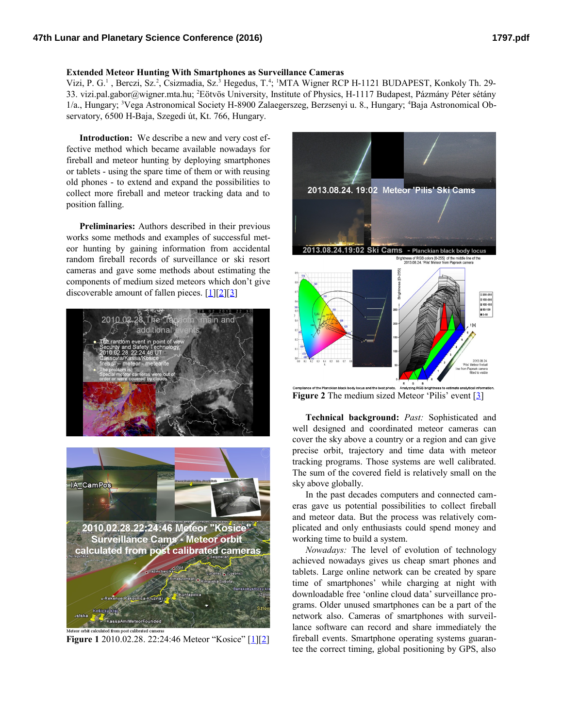## Extended Meteor Hunting With Smartphones as Surveillance Cameras

Vizi, P. G.[1], Berczi, Sz.[2], Csizmadia, Sz.[3] Hegedus, T.[4]; [1]MTA Wigner RCP H-1121 BUDAPEST, Konkoly Th. 29-33. vizi.pal.gabor@wigner.mta.hu; [2]Eötvös University, Institute of Physics, H-1117 Budapest, Pázmány Péter sétány 1/a., Hungary; [3]Vega Astronomical Society H-8900 Zalaegerszeg, Berzsenyi u. 8., Hungary; [4]Baja Astronomical Observatory, 6500 H-Baja, Szegedi út, Kt. 766, Hungary.

**Introduction:** We describe a new and very cost effective method which became available nowadays for fireball and meteor hunting by deploying smartphones or tablets - using the spare time of them or with reusing old phones - to extend and expand the possibilities to collect more fireball and meteor tracking data and to position falling.

**Preliminaries:** Authors described in their previous works some methods and examples of successful meteor hunting by gaining information from accidental random fireball records of surveillance or ski resort cameras and gave some methods about estimating the components of medium sized meteors which don't give discoverable amount of fallen pieces. [1][2][3]

Meteor orbit calculated from post calibrated cameras

**Figure 1** 2010.02.28. 22:24:46 Meteor "Kosice" [1][2]

**Figure 2** The medium sized Meteor 'Pilis' event [3]

**Technical background:** *Past:* Sophisticated and well designed and coordinated meteor cameras can cover the sky above a country or a region and can give precise orbit, trajectory and time data with meteor tracking programs. Those systems are well calibrated. The sum of the covered field is relatively small on the sky above globally.

In the past decades computers and connected cameras gave us potential possibilities to collect fireball and meteor data. But the process was relatively complicated and only enthusiasts could spend money and working time to build a system.

*Nowadays:* The level of evolution of technology achieved nowadays gives us cheap smart phones and tablets. Large online network can be created by spare time of smartphones' while charging at night with downloadable free 'online cloud data' surveillance programs. Older unused smartphones can be a part of the network also. Cameras of smartphones with surveillance software can record and share immediately the fireball events. Smartphone operating systems guarantee the correct timing, global positioning by GPS, also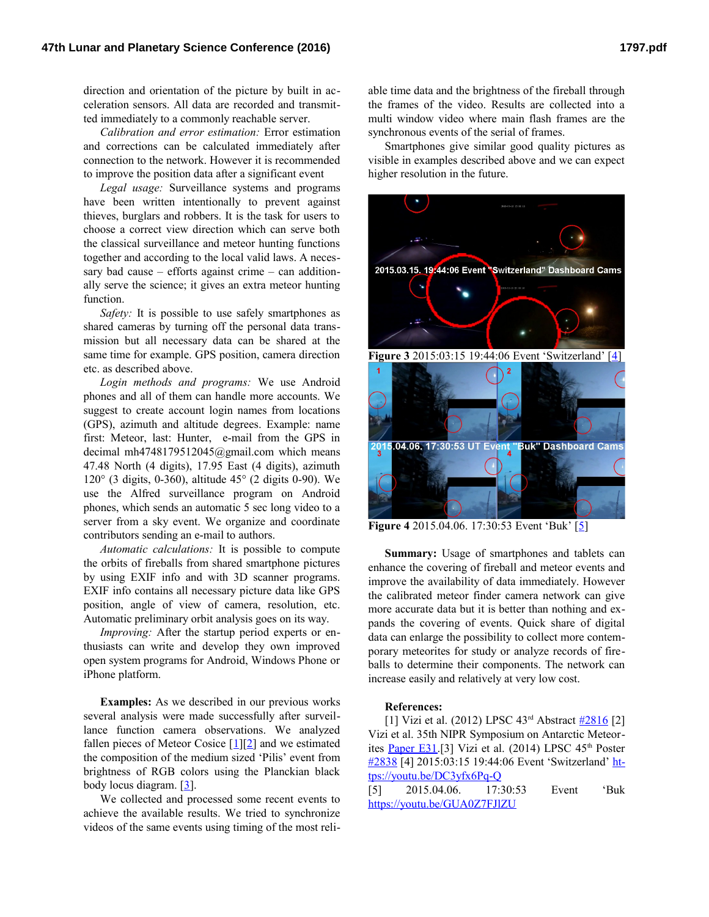direction and orientation of the picture by built in acceleration sensors. All data are recorded and transmitted immediately to a commonly reachable server.

*Calibration and error estimation:* Error estimation and corrections can be calculated immediately after connection to the network. However it is recommended to improve the position data after a significant event

*Legal usage:* Surveillance systems and programs have been written intentionally to prevent against thieves, burglars and robbers. It is the task for users to choose a correct view direction which can serve both the classical surveillance and meteor hunting functions together and according to the local valid laws. A necessary bad cause – efforts against crime – can additionally serve the science; it gives an extra meteor hunting function.

*Safety:* It is possible to use safely smartphones as shared cameras by turning off the personal data transmission but all necessary data can be shared at the same time for example. GPS position, camera direction etc. as described above.

*Login methods and programs:* We use Android phones and all of them can handle more accounts. We suggest to create account login names from locations (GPS), azimuth and altitude degrees. Example: name first: Meteor, last: Hunter, e-mail from the GPS in decimal mh4748179512045@gmail.com which means 47.48 North (4 digits), 17.95 East (4 digits), azimuth 120° (3 digits, 0-360), altitude 45° (2 digits 0-90). We use the Alfred surveillance program on Android phones, which sends an automatic 5 sec long video to a server from a sky event. We organize and coordinate contributors sending an e-mail to authors.

*Automatic calculations:* It is possible to compute the orbits of fireballs from shared smartphone pictures by using EXIF info and with 3D scanner programs. EXIF info contains all necessary picture data like GPS position, angle of view of camera, resolution, etc. Automatic preliminary orbit analysis goes on its way.

*Improving:* After the startup period experts or enthusiasts can write and develop they own improved open system programs for Android, Windows Phone or iPhone platform.

**Examples:** As we described in our previous works several analysis were made successfully after surveillance function camera observations. We analyzed fallen pieces of Meteor Cosice [1][2] and we estimated the composition of the medium sized 'Pilis' event from brightness of RGB colors using the Planckian black body locus diagram. [3].

We collected and processed some recent events to achieve the available results. We tried to synchronize videos of the same events using timing of the most reliable time data and the brightness of the fireball through the frames of the video. Results are collected into a multi window video where main flash frames are the synchronous events of the serial of frames.

Smartphones give similar good quality pictures as visible in examples described above and we can expect higher resolution in the future.

2015.03.15. 19:44:06 Event "Switzerland" Dashboard Cams

**Figure 3** 2015:03:15 19:44:06 Event 'Switzerland' [4]

2015.04.06. 17:30:53 UT Event "Buk" Dashboard Cams

1 2 3 4

**Figure 4** 2015.04.06. 17:30:53 Event 'Buk' [5]

**Summary:** Usage of smartphones and tablets can enhance the covering of fireball and meteor events and improve the availability of data immediately. However the calibrated meteor finder camera network can give more accurate data but it is better than nothing and expands the covering of events. Quick share of digital data can enlarge the possibility to collect more contemporary meteorites for study or analyze records of fireballs to determine their components. The network can increase easily and relatively at very low cost.

**References:**

[1] Vizi et al. (2012) LPSC 43rd Abstract #2816 [2] Vizi et al. 35th NIPR Symposium on Antarctic Meteorites Paper E31.[3] Vizi et al. (2014) LPSC 45th Poster #2838 [4] 2015:03:15 19:44:06 Event 'Switzerland' https://youtu.be/DC3yfx6Pq-Q
[5] 2015.04.06. 17:30:53 Event 'Buk https://youtu.be/GUA0Z7FJlZU